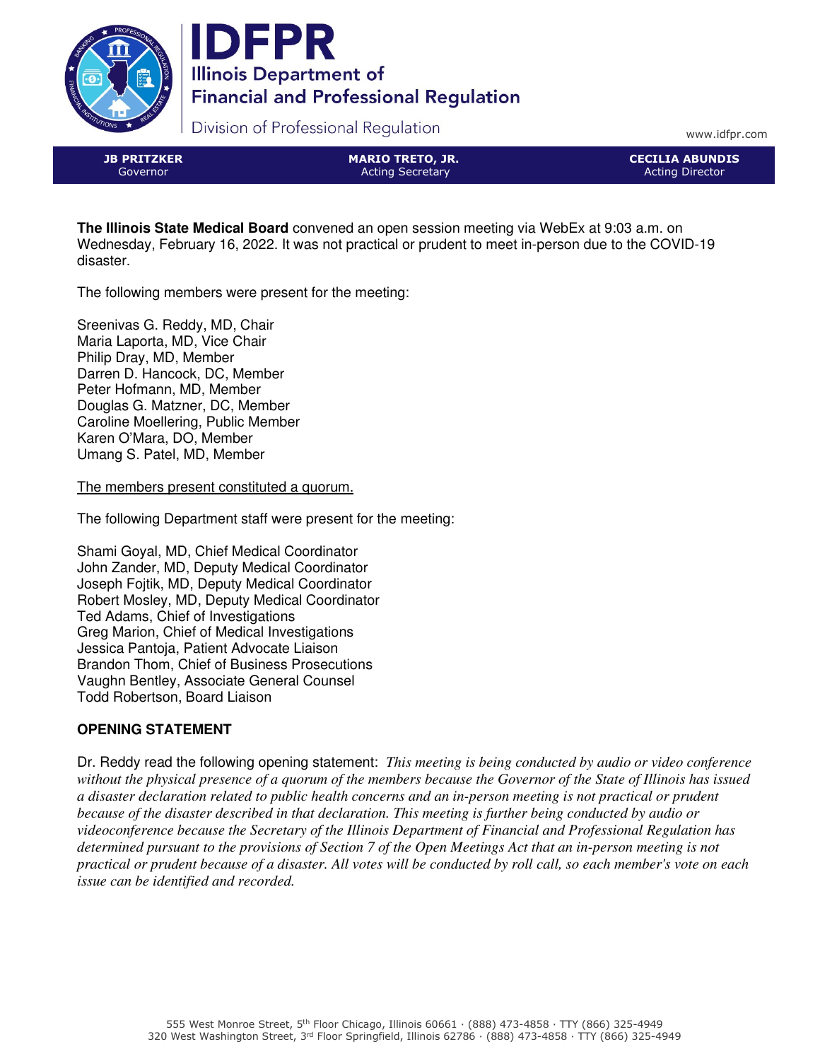# IDFPR

Illinois Department of Financial and Professional Regulation

Division of Professional Regulation

www.idfpr.com

| **JB PRITZKER** | **MARIO TRETO, JR.** | **CECILIA ABUNDIS** |
|---|---|---|
| Governor | Acting Secretary | Acting Director |

**The Illinois State Medical Board** convened an open session meeting via WebEx at 9:03 a.m. on Wednesday, February 16, 2022. It was not practical or prudent to meet in-person due to the COVID-19 disaster.

The following members were present for the meeting:

Sreenivas G. Reddy, MD, Chair
Maria Laporta, MD, Vice Chair
Philip Dray, MD, Member
Darren D. Hancock, DC, Member
Peter Hofmann, MD, Member
Douglas G. Matzner, DC, Member
Caroline Moellering, Public Member
Karen O'Mara, DO, Member
Umang S. Patel, MD, Member

<u>The members present constituted a quorum.</u>

The following Department staff were present for the meeting:

Shami Goyal, MD, Chief Medical Coordinator
John Zander, MD, Deputy Medical Coordinator
Joseph Fojtik, MD, Deputy Medical Coordinator
Robert Mosley, MD, Deputy Medical Coordinator
Ted Adams, Chief of Investigations
Greg Marion, Chief of Medical Investigations
Jessica Pantoja, Patient Advocate Liaison
Brandon Thom, Chief of Business Prosecutions
Vaughn Bentley, Associate General Counsel
Todd Robertson, Board Liaison

## OPENING STATEMENT

Dr. Reddy read the following opening statement: *This meeting is being conducted by audio or video conference without the physical presence of a quorum of the members because the Governor of the State of Illinois has issued a disaster declaration related to public health concerns and an in-person meeting is not practical or prudent because of the disaster described in that declaration. This meeting is further being conducted by audio or videoconference because the Secretary of the Illinois Department of Financial and Professional Regulation has determined pursuant to the provisions of Section 7 of the Open Meetings Act that an in-person meeting is not practical or prudent because of a disaster. All votes will be conducted by roll call, so each member's vote on each issue can be identified and recorded.*

555 West Monroe Street, 5th Floor Chicago, Illinois 60661 · (888) 473-4858 · TTY (866) 325-4949
320 West Washington Street, 3rd Floor Springfield, Illinois 62786 · (888) 473-4858 · TTY (866) 325-4949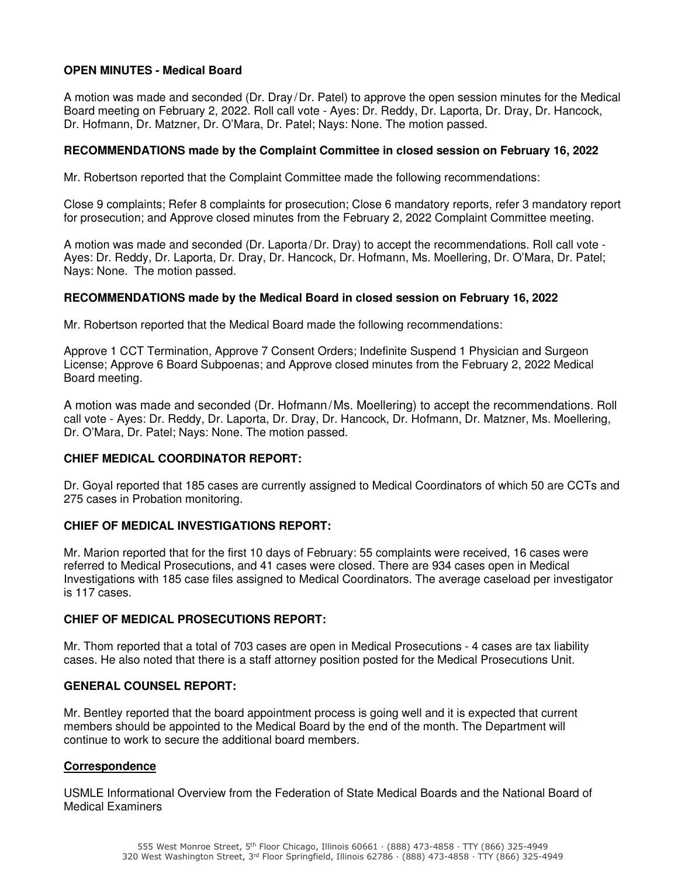**OPEN MINUTES - Medical Board**

A motion was made and seconded (Dr. Dray / Dr. Patel) to approve the open session minutes for the Medical Board meeting on February 2, 2022. Roll call vote - Ayes: Dr. Reddy, Dr. Laporta, Dr. Dray, Dr. Hancock, Dr. Hofmann, Dr. Matzner, Dr. O'Mara, Dr. Patel; Nays: None. The motion passed.

**RECOMMENDATIONS made by the Complaint Committee in closed session on February 16, 2022**

Mr. Robertson reported that the Complaint Committee made the following recommendations:

Close 9 complaints; Refer 8 complaints for prosecution; Close 6 mandatory reports, refer 3 mandatory report for prosecution; and Approve closed minutes from the February 2, 2022 Complaint Committee meeting.

A motion was made and seconded (Dr. Laporta / Dr. Dray) to accept the recommendations. Roll call vote - Ayes: Dr. Reddy, Dr. Laporta, Dr. Dray, Dr. Hancock, Dr. Hofmann, Ms. Moellering, Dr. O'Mara, Dr. Patel; Nays: None. The motion passed.

**RECOMMENDATIONS made by the Medical Board in closed session on February 16, 2022**

Mr. Robertson reported that the Medical Board made the following recommendations:

Approve 1 CCT Termination, Approve 7 Consent Orders; Indefinite Suspend 1 Physician and Surgeon License; Approve 6 Board Subpoenas; and Approve closed minutes from the February 2, 2022 Medical Board meeting.

A motion was made and seconded (Dr. Hofmann / Ms. Moellering) to accept the recommendations. Roll call vote - Ayes: Dr. Reddy, Dr. Laporta, Dr. Dray, Dr. Hancock, Dr. Hofmann, Dr. Matzner, Ms. Moellering, Dr. O'Mara, Dr. Patel; Nays: None. The motion passed.

**CHIEF MEDICAL COORDINATOR REPORT:**

Dr. Goyal reported that 185 cases are currently assigned to Medical Coordinators of which 50 are CCTs and 275 cases in Probation monitoring.

**CHIEF OF MEDICAL INVESTIGATIONS REPORT:**

Mr. Marion reported that for the first 10 days of February: 55 complaints were received, 16 cases were referred to Medical Prosecutions, and 41 cases were closed. There are 934 cases open in Medical Investigations with 185 case files assigned to Medical Coordinators. The average caseload per investigator is 117 cases.

**CHIEF OF MEDICAL PROSECUTIONS REPORT:**

Mr. Thom reported that a total of 703 cases are open in Medical Prosecutions - 4 cases are tax liability cases. He also noted that there is a staff attorney position posted for the Medical Prosecutions Unit.

**GENERAL COUNSEL REPORT:**

Mr. Bentley reported that the board appointment process is going well and it is expected that current members should be appointed to the Medical Board by the end of the month. The Department will continue to work to secure the additional board members.

**Correspondence**

USMLE Informational Overview from the Federation of State Medical Boards and the National Board of Medical Examiners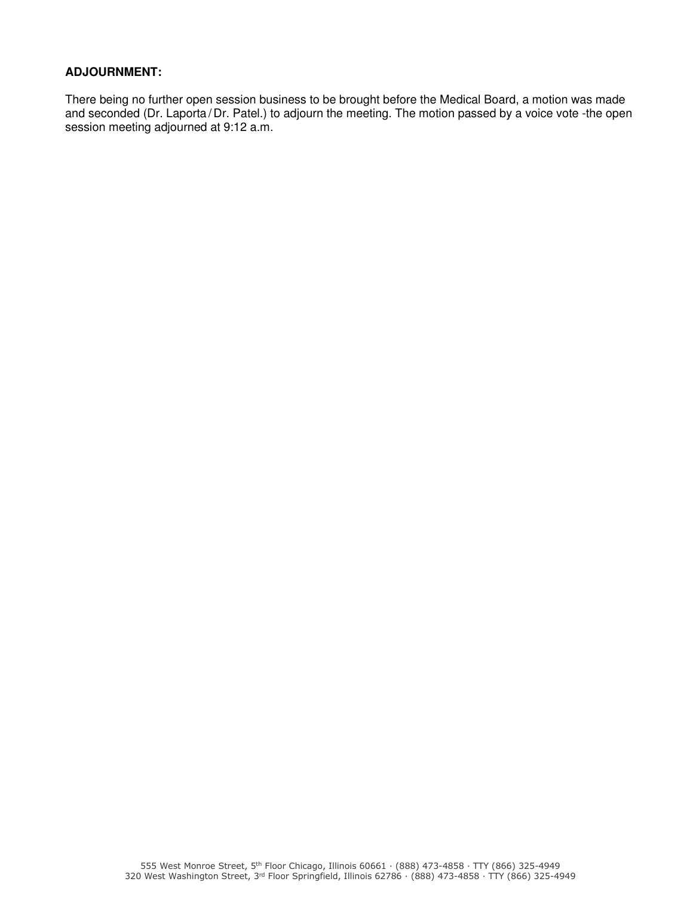**ADJOURNMENT:**

There being no further open session business to be brought before the Medical Board, a motion was made and seconded (Dr. Laporta / Dr. Patel.) to adjourn the meeting. The motion passed by a voice vote -the open session meeting adjourned at 9:12 a.m.